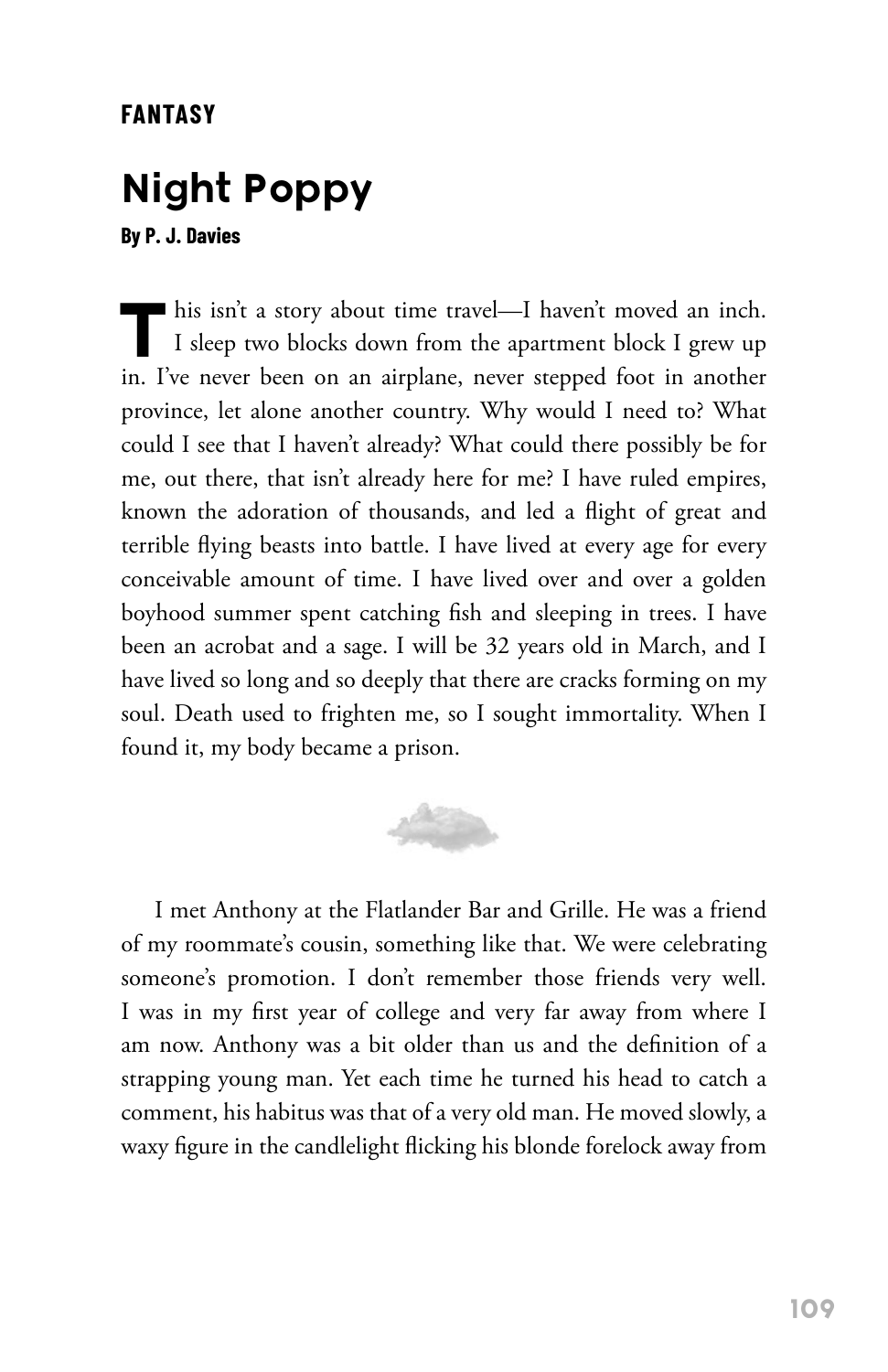**FANTASY**

# Night Poppy

**By P. J. Davies**

This isn't a story about time travel—I haven't moved an inch. I sleep two blocks down from the apartment block I grew up in. I've never been on an airplane, never stepped foot in another province, let alone another country. Why would I need to? What could I see that I haven't already? What could there possibly be for me, out there, that isn't already here for me? I have ruled empires, known the adoration of thousands, and led a flight of great and terrible flying beasts into battle. I have lived at every age for every conceivable amount of time. I have lived over and over a golden boyhood summer spent catching fish and sleeping in trees. I have been an acrobat and a sage. I will be 32 years old in March, and I have lived so long and so deeply that there are cracks forming on my soul. Death used to frighten me, so I sought immortality. When I found it, my body became a prison.

I met Anthony at the Flatlander Bar and Grille. He was a friend of my roommate's cousin, something like that. We were celebrating someone's promotion. I don't remember those friends very well. I was in my first year of college and very far away from where I am now. Anthony was a bit older than us and the definition of a strapping young man. Yet each time he turned his head to catch a comment, his habitus was that of a very old man. He moved slowly, a waxy figure in the candlelight flicking his blonde forelock away from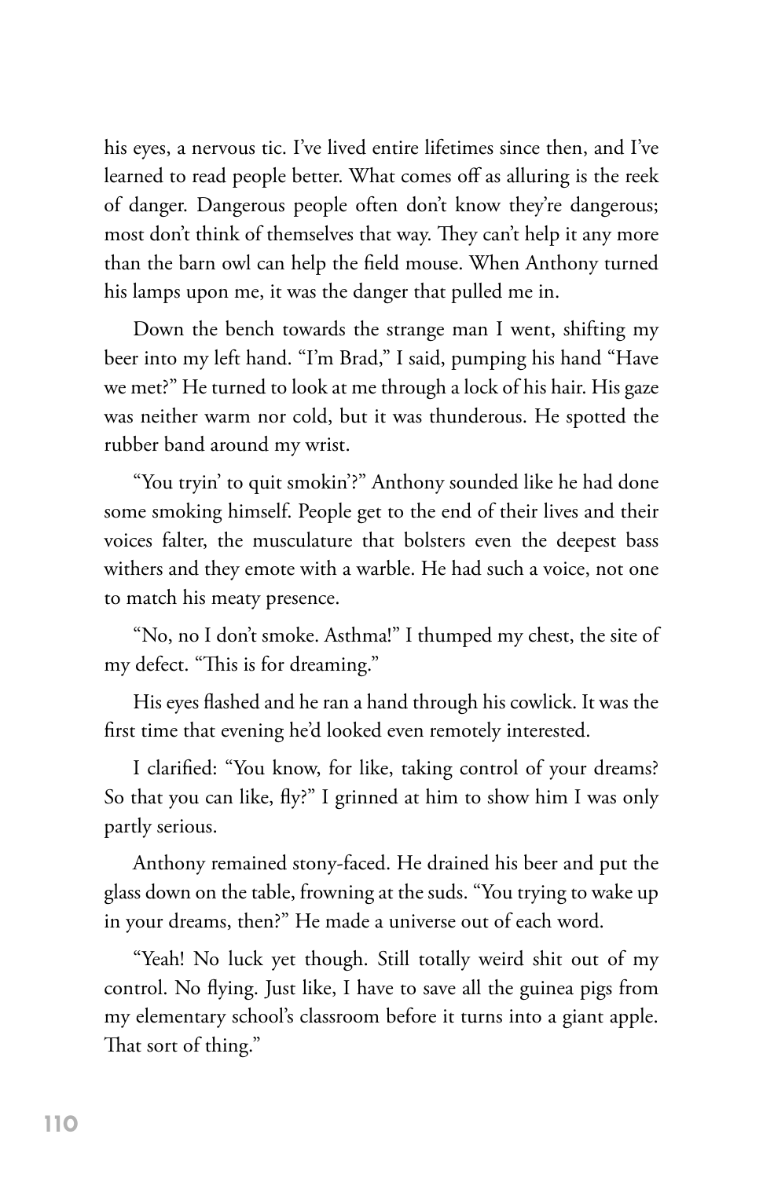his eyes, a nervous tic. I've lived entire lifetimes since then, and I've learned to read people better. What comes off as alluring is the reek of danger. Dangerous people often don't know they're dangerous; most don't think of themselves that way. They can't help it any more than the barn owl can help the field mouse. When Anthony turned his lamps upon me, it was the danger that pulled me in.

Down the bench towards the strange man I went, shifting my beer into my left hand. "I'm Brad," I said, pumping his hand "Have we met?" He turned to look at me through a lock of his hair. His gaze was neither warm nor cold, but it was thunderous. He spotted the rubber band around my wrist.

"You tryin' to quit smokin'?" Anthony sounded like he had done some smoking himself. People get to the end of their lives and their voices falter, the musculature that bolsters even the deepest bass withers and they emote with a warble. He had such a voice, not one to match his meaty presence.

"No, no I don't smoke. Asthma!" I thumped my chest, the site of my defect. "This is for dreaming."

His eyes flashed and he ran a hand through his cowlick. It was the first time that evening he'd looked even remotely interested.

I clarified: "You know, for like, taking control of your dreams? So that you can like, fly?" I grinned at him to show him I was only partly serious.

Anthony remained stony-faced. He drained his beer and put the glass down on the table, frowning at the suds. "You trying to wake up in your dreams, then?" He made a universe out of each word.

"Yeah! No luck yet though. Still totally weird shit out of my control. No flying. Just like, I have to save all the guinea pigs from my elementary school's classroom before it turns into a giant apple. That sort of thing."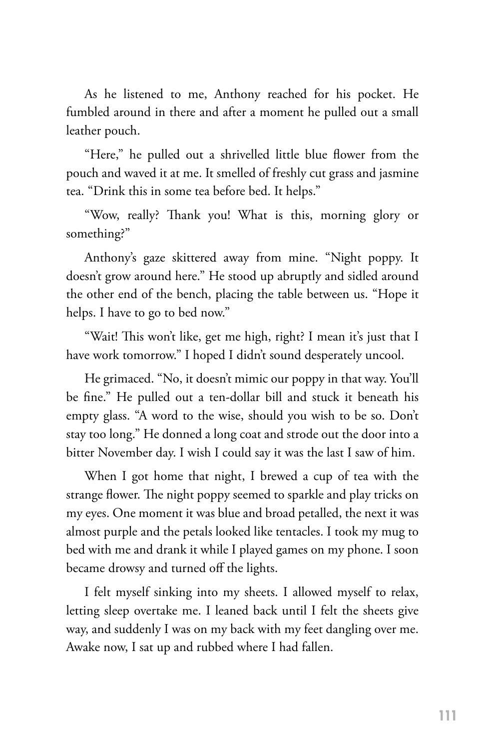As he listened to me, Anthony reached for his pocket. He fumbled around in there and after a moment he pulled out a small leather pouch.

"Here," he pulled out a shrivelled little blue flower from the pouch and waved it at me. It smelled of freshly cut grass and jasmine tea. "Drink this in some tea before bed. It helps."

"Wow, really? Thank you! What is this, morning glory or something?"

Anthony's gaze skittered away from mine. "Night poppy. It doesn't grow around here." He stood up abruptly and sidled around the other end of the bench, placing the table between us. "Hope it helps. I have to go to bed now."

"Wait! This won't like, get me high, right? I mean it's just that I have work tomorrow." I hoped I didn't sound desperately uncool.

He grimaced. "No, it doesn't mimic our poppy in that way. You'll be fine." He pulled out a ten-dollar bill and stuck it beneath his empty glass. "A word to the wise, should you wish to be so. Don't stay too long." He donned a long coat and strode out the door into a bitter November day. I wish I could say it was the last I saw of him.

When I got home that night, I brewed a cup of tea with the strange flower. The night poppy seemed to sparkle and play tricks on my eyes. One moment it was blue and broad petalled, the next it was almost purple and the petals looked like tentacles. I took my mug to bed with me and drank it while I played games on my phone. I soon became drowsy and turned off the lights.

I felt myself sinking into my sheets. I allowed myself to relax, letting sleep overtake me. I leaned back until I felt the sheets give way, and suddenly I was on my back with my feet dangling over me. Awake now, I sat up and rubbed where I had fallen.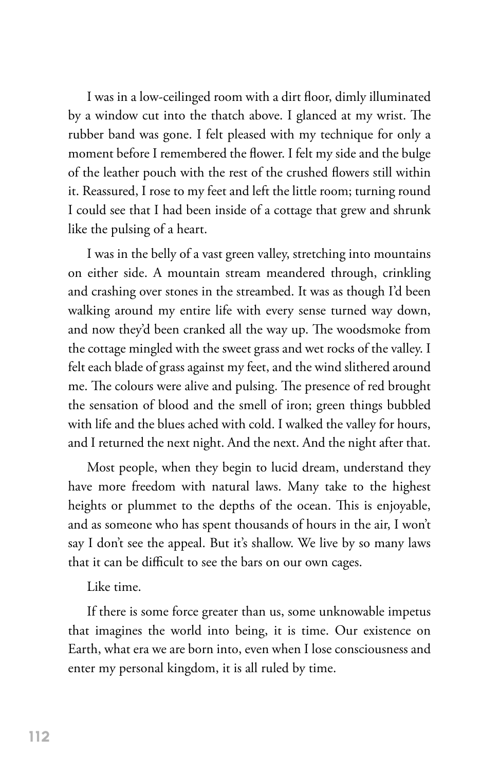I was in a low-ceilinged room with a dirt floor, dimly illuminated by a window cut into the thatch above. I glanced at my wrist. The rubber band was gone. I felt pleased with my technique for only a moment before I remembered the flower. I felt my side and the bulge of the leather pouch with the rest of the crushed flowers still within it. Reassured, I rose to my feet and left the little room; turning round I could see that I had been inside of a cottage that grew and shrunk like the pulsing of a heart.

I was in the belly of a vast green valley, stretching into mountains on either side. A mountain stream meandered through, crinkling and crashing over stones in the streambed. It was as though I'd been walking around my entire life with every sense turned way down, and now they'd been cranked all the way up. The woodsmoke from the cottage mingled with the sweet grass and wet rocks of the valley. I felt each blade of grass against my feet, and the wind slithered around me. The colours were alive and pulsing. The presence of red brought the sensation of blood and the smell of iron; green things bubbled with life and the blues ached with cold. I walked the valley for hours, and I returned the next night. And the next. And the night after that.

Most people, when they begin to lucid dream, understand they have more freedom with natural laws. Many take to the highest heights or plummet to the depths of the ocean. This is enjoyable, and as someone who has spent thousands of hours in the air, I won't say I don't see the appeal. But it's shallow. We live by so many laws that it can be difficult to see the bars on our own cages.

Like time.

If there is some force greater than us, some unknowable impetus that imagines the world into being, it is time. Our existence on Earth, what era we are born into, even when I lose consciousness and enter my personal kingdom, it is all ruled by time.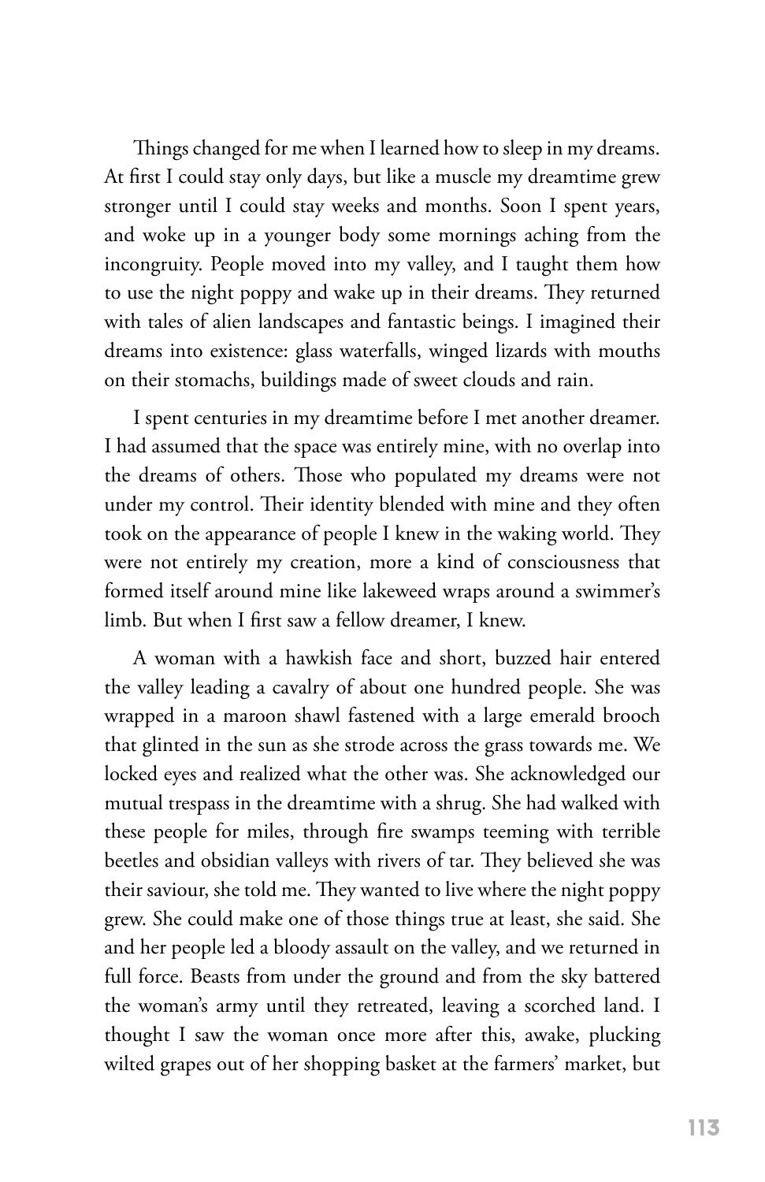Things changed for me when I learned how to sleep in my dreams. At first I could stay only days, but like a muscle my dreamtime grew stronger until I could stay weeks and months. Soon I spent years, and woke up in a younger body some mornings aching from the incongruity. People moved into my valley, and I taught them how to use the night poppy and wake up in their dreams. They returned with tales of alien landscapes and fantastic beings. I imagined their dreams into existence: glass waterfalls, winged lizards with mouths on their stomachs, buildings made of sweet clouds and rain.

I spent centuries in my dreamtime before I met another dreamer. I had assumed that the space was entirely mine, with no overlap into the dreams of others. Those who populated my dreams were not under my control. Their identity blended with mine and they often took on the appearance of people I knew in the waking world. They were not entirely my creation, more a kind of consciousness that formed itself around mine like lakeweed wraps around a swimmer's limb. But when I first saw a fellow dreamer, I knew.

A woman with a hawkish face and short, buzzed hair entered the valley leading a cavalry of about one hundred people. She was wrapped in a maroon shawl fastened with a large emerald brooch that glinted in the sun as she strode across the grass towards me. We locked eyes and realized what the other was. She acknowledged our mutual trespass in the dreamtime with a shrug. She had walked with these people for miles, through fire swamps teeming with terrible beetles and obsidian valleys with rivers of tar. They believed she was their saviour, she told me. They wanted to live where the night poppy grew. She could make one of those things true at least, she said. She and her people led a bloody assault on the valley, and we returned in full force. Beasts from under the ground and from the sky battered the woman's army until they retreated, leaving a scorched land. I thought I saw the woman once more after this, awake, plucking wilted grapes out of her shopping basket at the farmers' market, but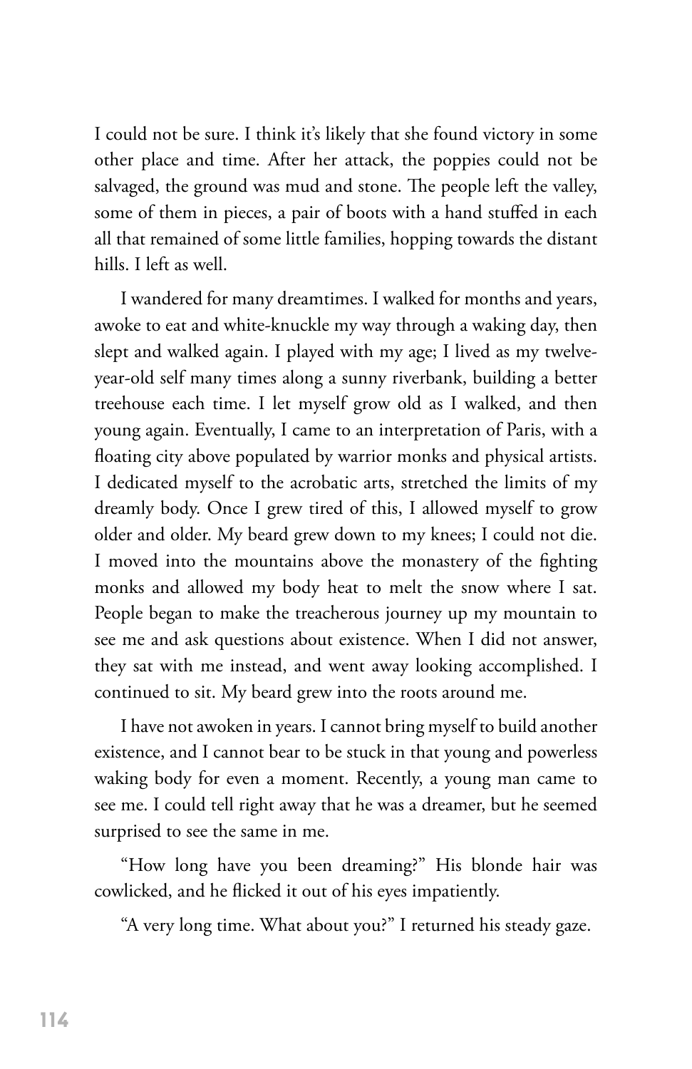I could not be sure. I think it's likely that she found victory in some other place and time. After her attack, the poppies could not be salvaged, the ground was mud and stone. The people left the valley, some of them in pieces, a pair of boots with a hand stuffed in each all that remained of some little families, hopping towards the distant hills. I left as well.

I wandered for many dreamtimes. I walked for months and years, awoke to eat and white-knuckle my way through a waking day, then slept and walked again. I played with my age; I lived as my twelve-year-old self many times along a sunny riverbank, building a better treehouse each time. I let myself grow old as I walked, and then young again. Eventually, I came to an interpretation of Paris, with a floating city above populated by warrior monks and physical artists. I dedicated myself to the acrobatic arts, stretched the limits of my dreamly body. Once I grew tired of this, I allowed myself to grow older and older. My beard grew down to my knees; I could not die. I moved into the mountains above the monastery of the fighting monks and allowed my body heat to melt the snow where I sat. People began to make the treacherous journey up my mountain to see me and ask questions about existence. When I did not answer, they sat with me instead, and went away looking accomplished. I continued to sit. My beard grew into the roots around me.

I have not awoken in years. I cannot bring myself to build another existence, and I cannot bear to be stuck in that young and powerless waking body for even a moment. Recently, a young man came to see me. I could tell right away that he was a dreamer, but he seemed surprised to see the same in me.

"How long have you been dreaming?" His blonde hair was cowlicked, and he flicked it out of his eyes impatiently.

"A very long time. What about you?" I returned his steady gaze.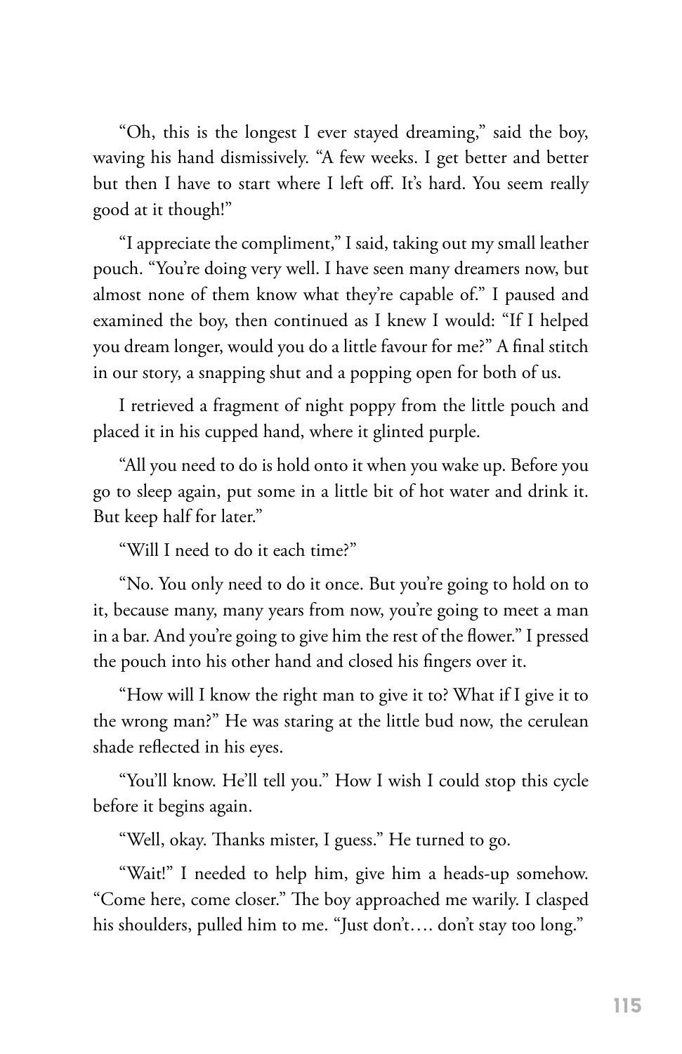"Oh, this is the longest I ever stayed dreaming," said the boy, waving his hand dismissively. "A few weeks. I get better and better but then I have to start where I left off. It's hard. You seem really good at it though!"

"I appreciate the compliment," I said, taking out my small leather pouch. "You're doing very well. I have seen many dreamers now, but almost none of them know what they're capable of." I paused and examined the boy, then continued as I knew I would: "If I helped you dream longer, would you do a little favour for me?" A final stitch in our story, a snapping shut and a popping open for both of us.

I retrieved a fragment of night poppy from the little pouch and placed it in his cupped hand, where it glinted purple.

"All you need to do is hold onto it when you wake up. Before you go to sleep again, put some in a little bit of hot water and drink it. But keep half for later."

"Will I need to do it each time?"

"No. You only need to do it once. But you're going to hold on to it, because many, many years from now, you're going to meet a man in a bar. And you're going to give him the rest of the flower." I pressed the pouch into his other hand and closed his fingers over it.

"How will I know the right man to give it to? What if I give it to the wrong man?" He was staring at the little bud now, the cerulean shade reflected in his eyes.

"You'll know. He'll tell you." How I wish I could stop this cycle before it begins again.

"Well, okay. Thanks mister, I guess." He turned to go.

"Wait!" I needed to help him, give him a heads-up somehow. "Come here, come closer." The boy approached me warily. I clasped his shoulders, pulled him to me. "Just don't…. don't stay too long."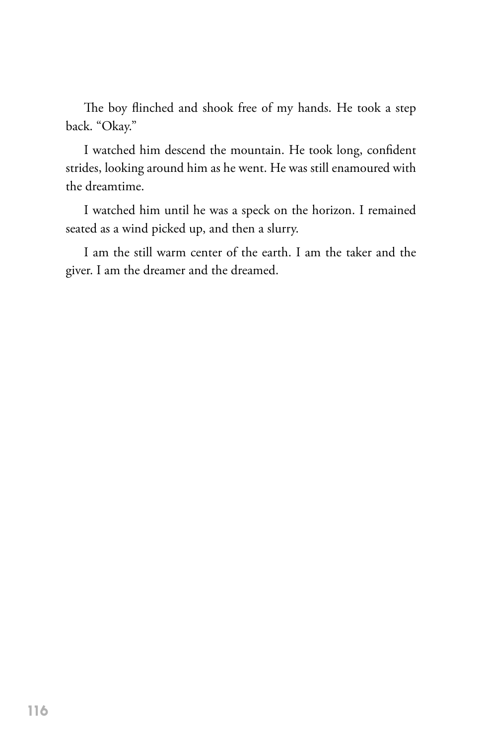The boy flinched and shook free of my hands. He took a step back. "Okay."

I watched him descend the mountain. He took long, confident strides, looking around him as he went. He was still enamoured with the dreamtime.

I watched him until he was a speck on the horizon. I remained seated as a wind picked up, and then a slurry.

I am the still warm center of the earth. I am the taker and the giver. I am the dreamer and the dreamed.